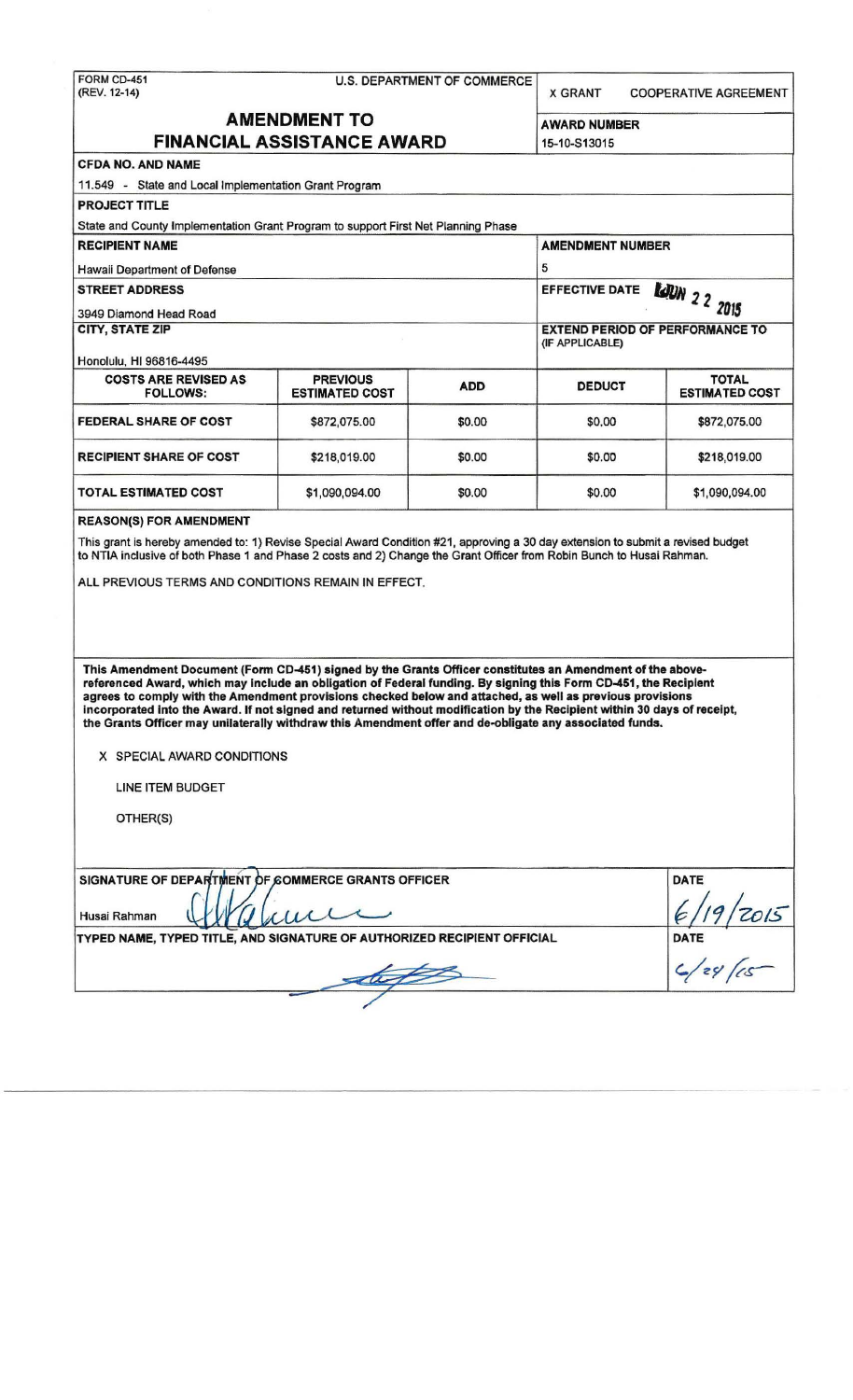FORM CD-451
(REV. 12-14)

U.S. DEPARTMENT OF COMMERCE

X GRANT     COOPERATIVE AGREEMENT

# AMENDMENT TO FINANCIAL ASSISTANCE AWARD

**AWARD NUMBER**
15-10-S13015

**CFDA NO. AND NAME**
11.549 - State and Local Implementation Grant Program

**PROJECT TITLE**
State and County Implementation Grant Program to support First Net Planning Phase

**RECIPIENT NAME**
Hawaii Department of Defense

**AMENDMENT NUMBER**
5

**STREET ADDRESS**
3949 Diamond Head Road

**EFFECTIVE DATE** JUN 22 2015

**CITY, STATE ZIP**
Honolulu, HI 96816-4495

**EXTEND PERIOD OF PERFORMANCE TO (IF APPLICABLE)**

| COSTS ARE REVISED AS FOLLOWS: | PREVIOUS ESTIMATED COST | ADD | DEDUCT | TOTAL ESTIMATED COST |
|---|---|---|---|---|
| FEDERAL SHARE OF COST | $872,075.00 | $0.00 | $0.00 | $872,075.00 |
| RECIPIENT SHARE OF COST | $218,019.00 | $0.00 | $0.00 | $218,019.00 |
| TOTAL ESTIMATED COST | $1,090,094.00 | $0.00 | $0.00 | $1,090,094.00 |

**REASON(S) FOR AMENDMENT**

This grant is hereby amended to: 1) Revise Special Award Condition #21, approving a 30 day extension to submit a revised budget to NTIA inclusive of both Phase 1 and Phase 2 costs and 2) Change the Grant Officer from Robin Bunch to Husai Rahman.

ALL PREVIOUS TERMS AND CONDITIONS REMAIN IN EFFECT.

**This Amendment Document (Form CD-451) signed by the Grants Officer constitutes an Amendment of the above-referenced Award, which may include an obligation of Federal funding. By signing this Form CD-451, the Recipient agrees to comply with the Amendment provisions checked below and attached, as well as previous provisions incorporated into the Award. If not signed and returned without modification by the Recipient within 30 days of receipt, the Grants Officer may unilaterally withdraw this Amendment offer and de-obligate any associated funds.**

X SPECIAL AWARD CONDITIONS

LINE ITEM BUDGET

OTHER(S)

**SIGNATURE OF DEPARTMENT OF COMMERCE GRANTS OFFICER**
Husai Rahman

**DATE**
6/19/2015

**TYPED NAME, TYPED TITLE, AND SIGNATURE OF AUTHORIZED RECIPIENT OFFICIAL**

**DATE**
6/24/15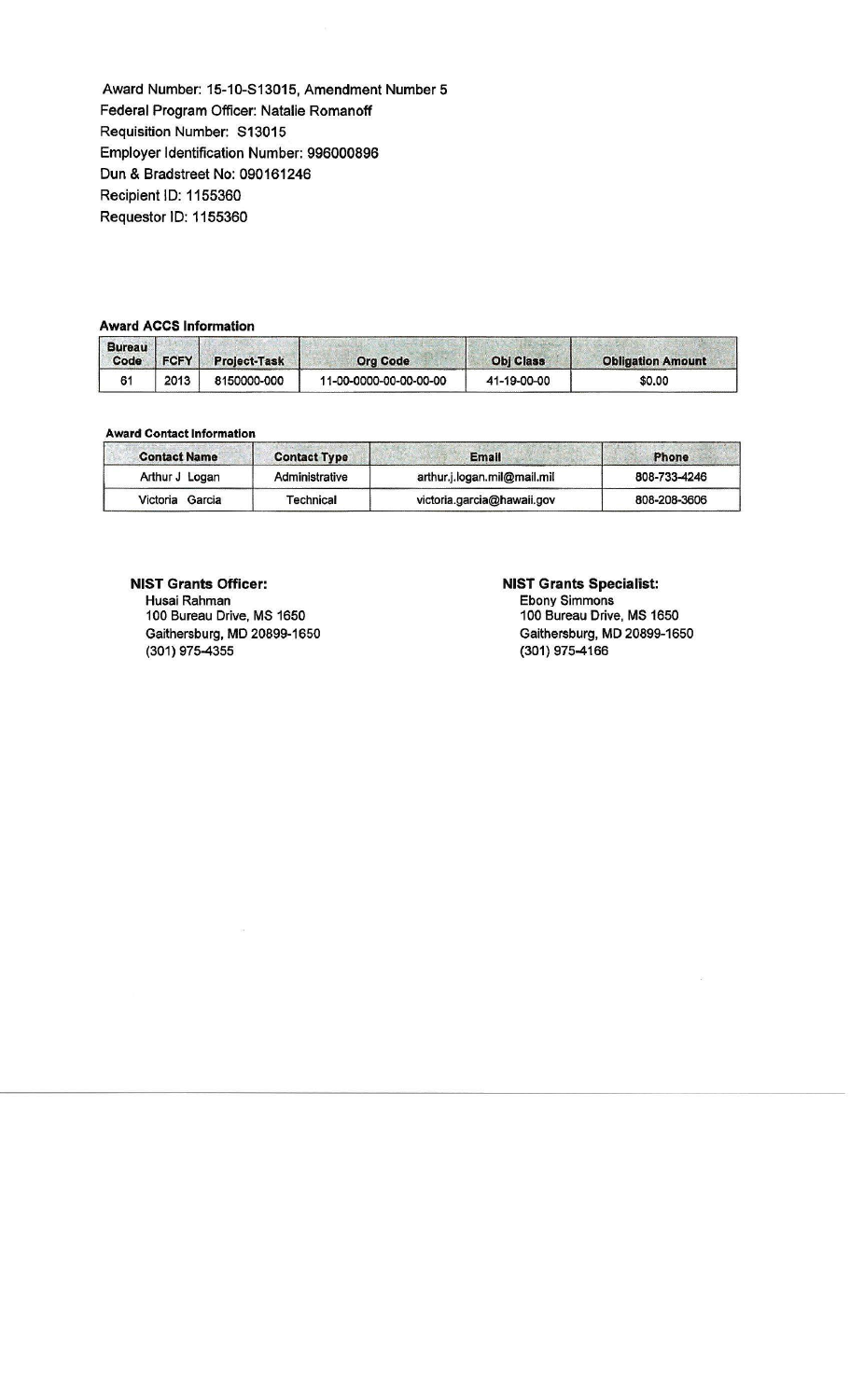Award Number: 15-10-S13015, Amendment Number 5
Federal Program Officer: Natalie Romanoff
Requisition Number: S13015
Employer Identification Number: 996000896
Dun & Bradstreet No: 090161246
Recipient ID: 1155360
Requestor ID: 1155360

**Award ACCS Information**

| Bureau Code | FCFY | Project-Task | Org Code | Obj Class | Obligation Amount |
|---|---|---|---|---|---|
| 61 | 2013 | 8150000-000 | 11-00-0000-00-00-00-00 | 41-19-00-00 | $0.00 |

**Award Contact Information**

| Contact Name | Contact Type | Email | Phone |
|---|---|---|---|
| Arthur J Logan | Administrative | arthur.j.logan.mil@mail.mil | 808-733-4246 |
| Victoria Garcia | Technical | victoria.garcia@hawaii.gov | 808-208-3606 |

**NIST Grants Officer:**
Husai Rahman
100 Bureau Drive, MS 1650
Gaithersburg, MD 20899-1650
(301) 975-4355

**NIST Grants Specialist:**
Ebony Simmons
100 Bureau Drive, MS 1650
Gaithersburg, MD 20899-1650
(301) 975-4166